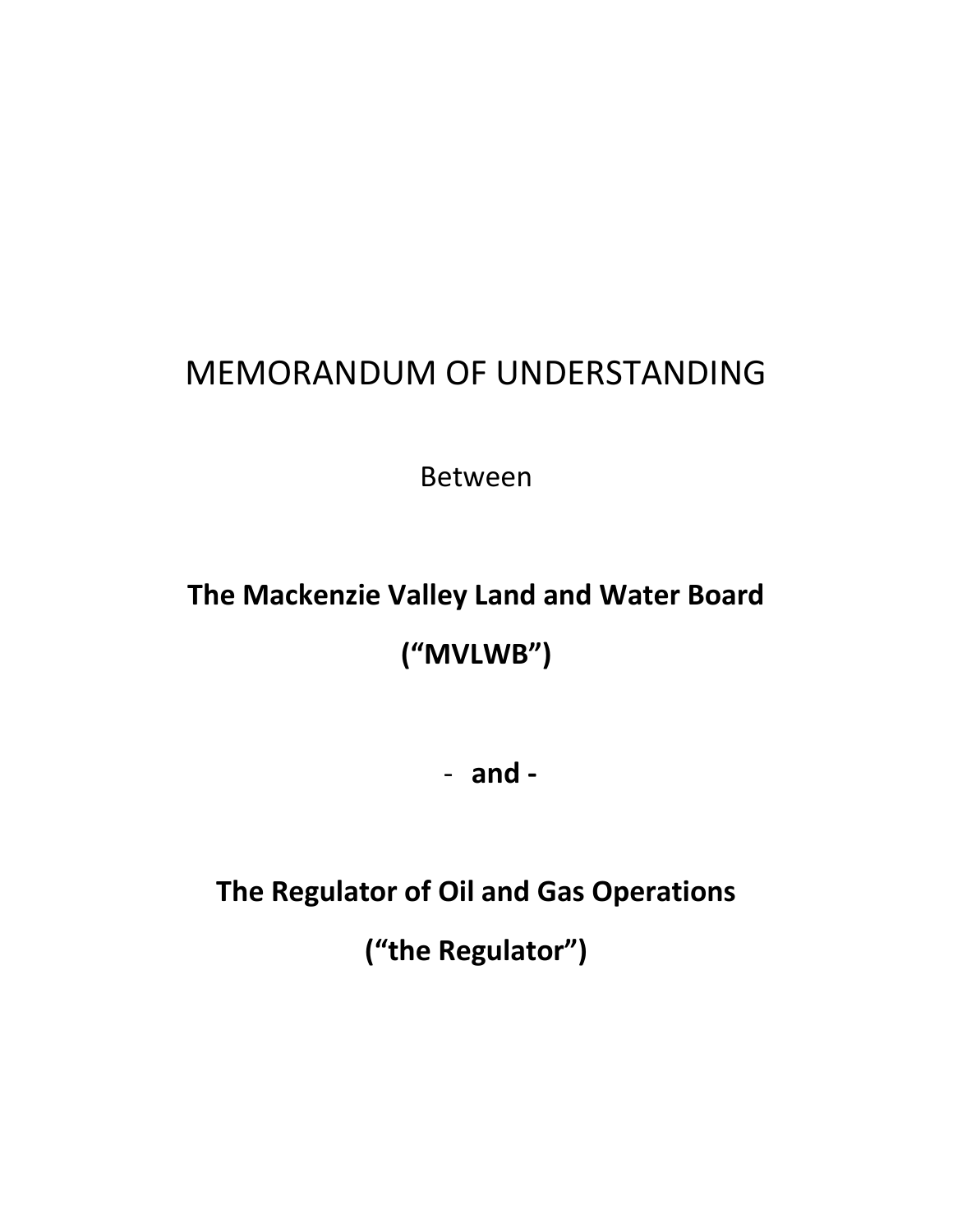# MEMORANDUM OF UNDERSTANDING

Between

**The Mackenzie Valley Land and Water Board**

**(“MVLWB”)**

- **and -**

**The Regulator of Oil and Gas Operations**

**(“the Regulator”)**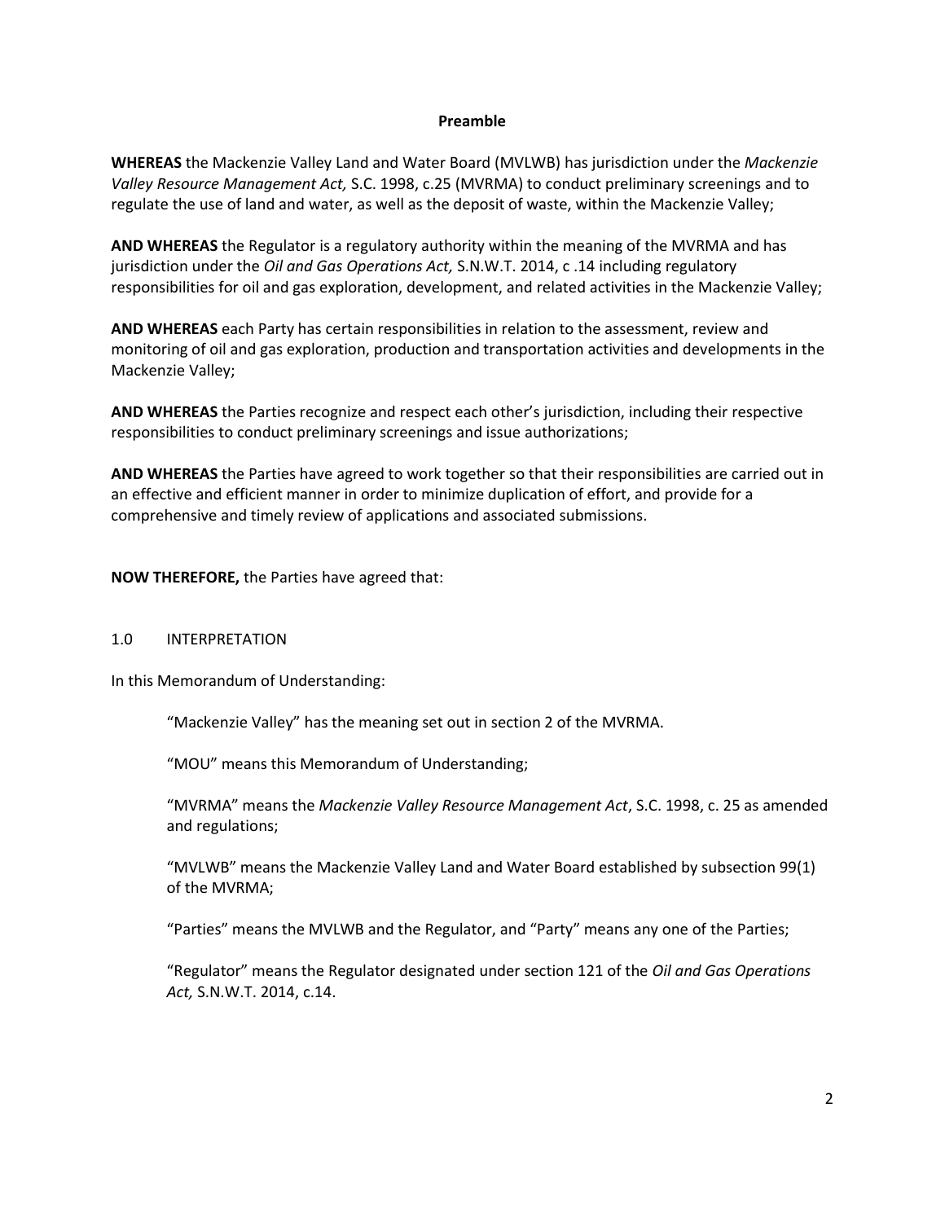## Preamble

**WHEREAS** the Mackenzie Valley Land and Water Board (MVLWB) has jurisdiction under the *Mackenzie Valley Resource Management Act,* S.C. 1998, c.25 (MVRMA) to conduct preliminary screenings and to regulate the use of land and water, as well as the deposit of waste, within the Mackenzie Valley;

**AND WHEREAS** the Regulator is a regulatory authority within the meaning of the MVRMA and has jurisdiction under the *Oil and Gas Operations Act,* S.N.W.T. 2014, c .14 including regulatory responsibilities for oil and gas exploration, development, and related activities in the Mackenzie Valley;

**AND WHEREAS** each Party has certain responsibilities in relation to the assessment, review and monitoring of oil and gas exploration, production and transportation activities and developments in the Mackenzie Valley;

**AND WHEREAS** the Parties recognize and respect each other's jurisdiction, including their respective responsibilities to conduct preliminary screenings and issue authorizations;

**AND WHEREAS** the Parties have agreed to work together so that their responsibilities are carried out in an effective and efficient manner in order to minimize duplication of effort, and provide for a comprehensive and timely review of applications and associated submissions.

**NOW THEREFORE,** the Parties have agreed that:

## 1.0 INTERPRETATION

In this Memorandum of Understanding:

"Mackenzie Valley" has the meaning set out in section 2 of the MVRMA.

"MOU" means this Memorandum of Understanding;

"MVRMA" means the *Mackenzie Valley Resource Management Act*, S.C. 1998, c. 25 as amended and regulations;

"MVLWB" means the Mackenzie Valley Land and Water Board established by subsection 99(1) of the MVRMA;

"Parties" means the MVLWB and the Regulator, and "Party" means any one of the Parties;

"Regulator" means the Regulator designated under section 121 of the *Oil and Gas Operations Act,* S.N.W.T. 2014, c.14.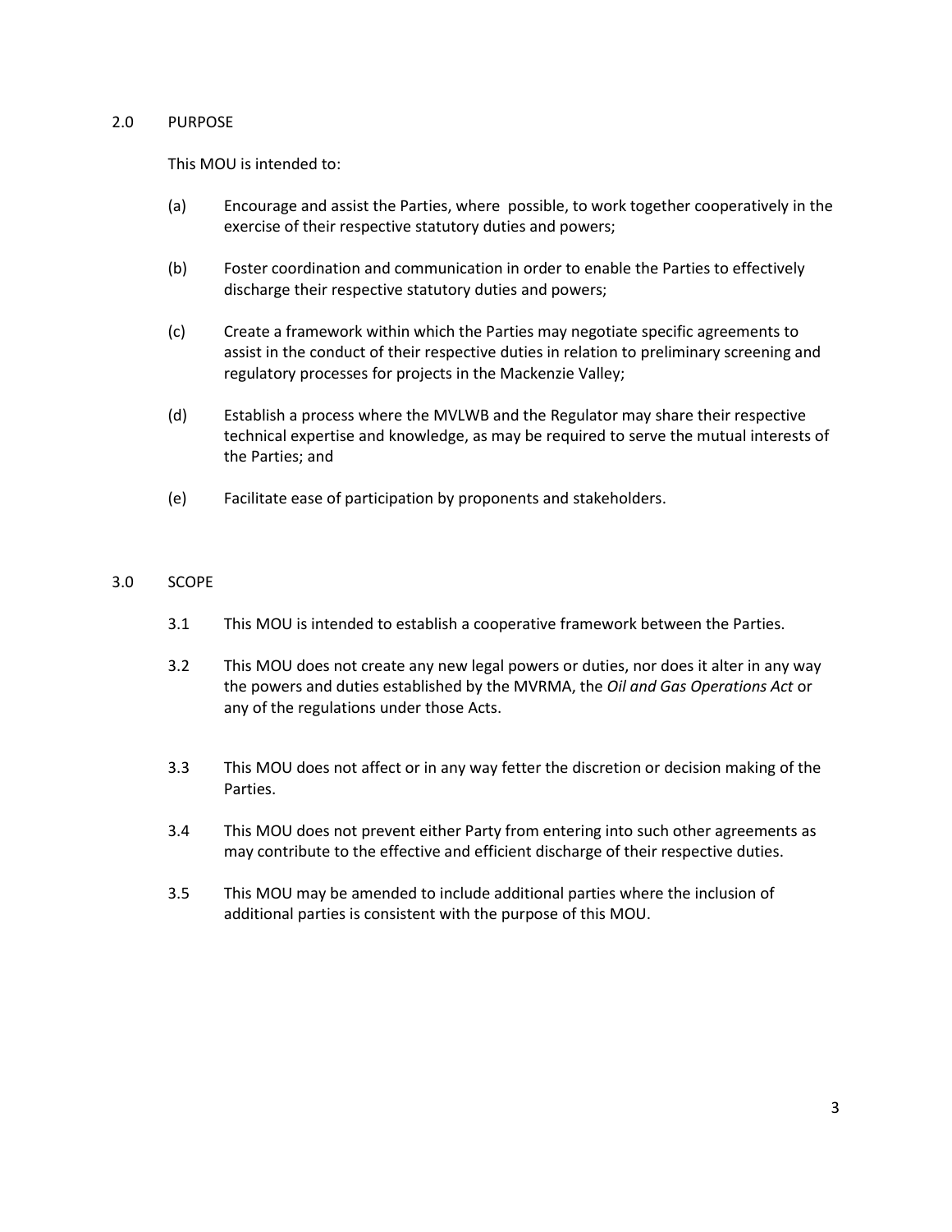## 2.0 PURPOSE

This MOU is intended to:

(a) Encourage and assist the Parties, where possible, to work together cooperatively in the exercise of their respective statutory duties and powers;

(b) Foster coordination and communication in order to enable the Parties to effectively discharge their respective statutory duties and powers;

(c) Create a framework within which the Parties may negotiate specific agreements to assist in the conduct of their respective duties in relation to preliminary screening and regulatory processes for projects in the Mackenzie Valley;

(d) Establish a process where the MVLWB and the Regulator may share their respective technical expertise and knowledge, as may be required to serve the mutual interests of the Parties; and

(e) Facilitate ease of participation by proponents and stakeholders.

## 3.0 SCOPE

3.1 This MOU is intended to establish a cooperative framework between the Parties.

3.2 This MOU does not create any new legal powers or duties, nor does it alter in any way the powers and duties established by the MVRMA, the *Oil and Gas Operations Act* or any of the regulations under those Acts.

3.3 This MOU does not affect or in any way fetter the discretion or decision making of the Parties.

3.4 This MOU does not prevent either Party from entering into such other agreements as may contribute to the effective and efficient discharge of their respective duties.

3.5 This MOU may be amended to include additional parties where the inclusion of additional parties is consistent with the purpose of this MOU.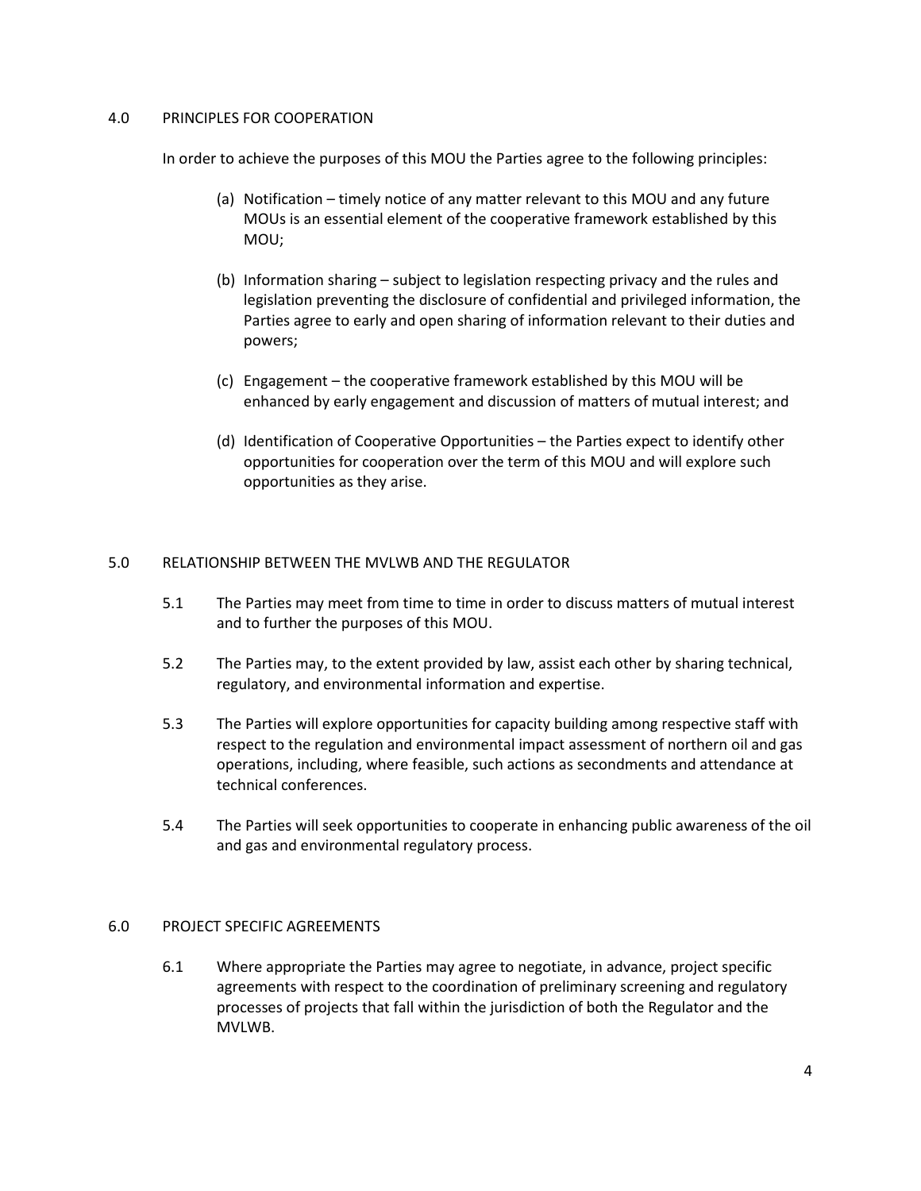## 4.0 PRINCIPLES FOR COOPERATION

In order to achieve the purposes of this MOU the Parties agree to the following principles:

(a) Notification – timely notice of any matter relevant to this MOU and any future MOUs is an essential element of the cooperative framework established by this MOU;

(b) Information sharing – subject to legislation respecting privacy and the rules and legislation preventing the disclosure of confidential and privileged information, the Parties agree to early and open sharing of information relevant to their duties and powers;

(c) Engagement – the cooperative framework established by this MOU will be enhanced by early engagement and discussion of matters of mutual interest; and

(d) Identification of Cooperative Opportunities – the Parties expect to identify other opportunities for cooperation over the term of this MOU and will explore such opportunities as they arise.

## 5.0 RELATIONSHIP BETWEEN THE MVLWB AND THE REGULATOR

5.1 The Parties may meet from time to time in order to discuss matters of mutual interest and to further the purposes of this MOU.

5.2 The Parties may, to the extent provided by law, assist each other by sharing technical, regulatory, and environmental information and expertise.

5.3 The Parties will explore opportunities for capacity building among respective staff with respect to the regulation and environmental impact assessment of northern oil and gas operations, including, where feasible, such actions as secondments and attendance at technical conferences.

5.4 The Parties will seek opportunities to cooperate in enhancing public awareness of the oil and gas and environmental regulatory process.

## 6.0 PROJECT SPECIFIC AGREEMENTS

6.1 Where appropriate the Parties may agree to negotiate, in advance, project specific agreements with respect to the coordination of preliminary screening and regulatory processes of projects that fall within the jurisdiction of both the Regulator and the MVLWB.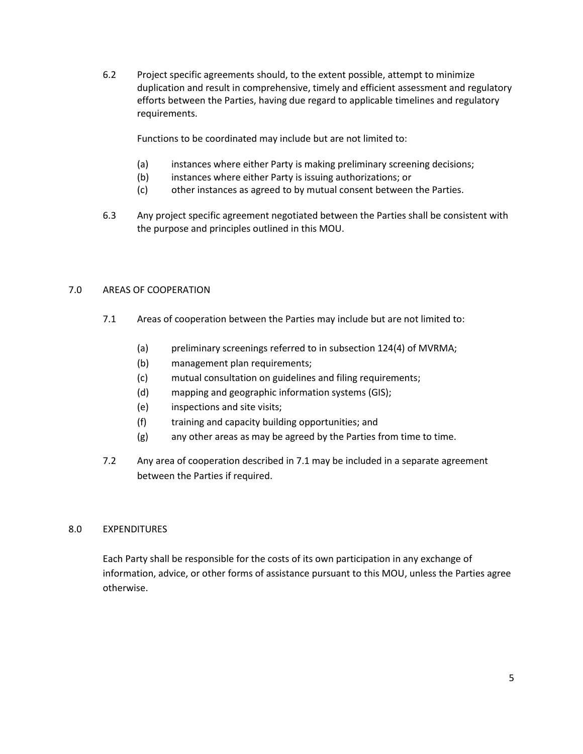6.2 Project specific agreements should, to the extent possible, attempt to minimize duplication and result in comprehensive, timely and efficient assessment and regulatory efforts between the Parties, having due regard to applicable timelines and regulatory requirements.

Functions to be coordinated may include but are not limited to:

(a) instances where either Party is making preliminary screening decisions;
(b) instances where either Party is issuing authorizations; or
(c) other instances as agreed to by mutual consent between the Parties.

6.3 Any project specific agreement negotiated between the Parties shall be consistent with the purpose and principles outlined in this MOU.

## 7.0 AREAS OF COOPERATION

7.1 Areas of cooperation between the Parties may include but are not limited to:

(a) preliminary screenings referred to in subsection 124(4) of MVRMA;
(b) management plan requirements;
(c) mutual consultation on guidelines and filing requirements;
(d) mapping and geographic information systems (GIS);
(e) inspections and site visits;
(f) training and capacity building opportunities; and
(g) any other areas as may be agreed by the Parties from time to time.

7.2 Any area of cooperation described in 7.1 may be included in a separate agreement between the Parties if required.

## 8.0 EXPENDITURES

Each Party shall be responsible for the costs of its own participation in any exchange of information, advice, or other forms of assistance pursuant to this MOU, unless the Parties agree otherwise.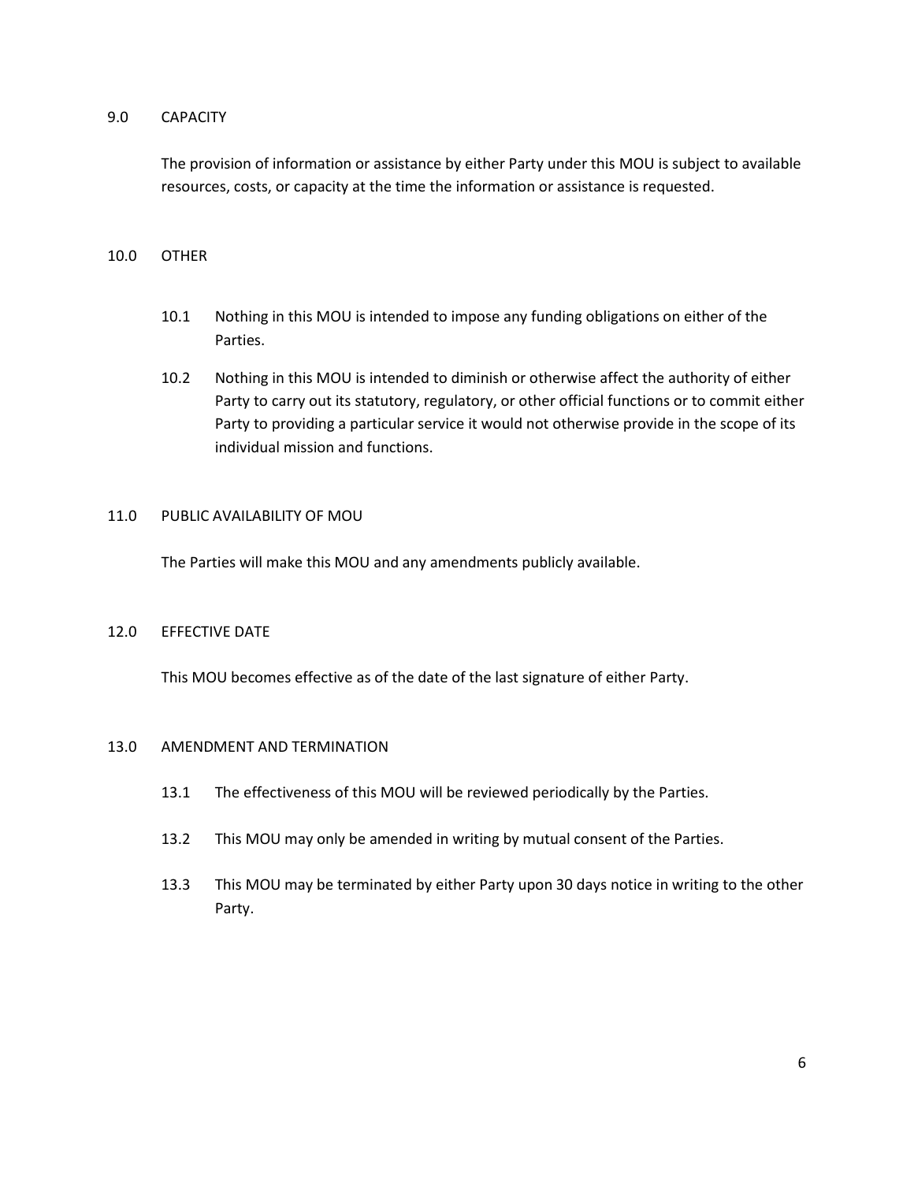## 9.0 CAPACITY

The provision of information or assistance by either Party under this MOU is subject to available resources, costs, or capacity at the time the information or assistance is requested.

## 10.0 OTHER

10.1 Nothing in this MOU is intended to impose any funding obligations on either of the Parties.

10.2 Nothing in this MOU is intended to diminish or otherwise affect the authority of either Party to carry out its statutory, regulatory, or other official functions or to commit either Party to providing a particular service it would not otherwise provide in the scope of its individual mission and functions.

## 11.0 PUBLIC AVAILABILITY OF MOU

The Parties will make this MOU and any amendments publicly available.

## 12.0 EFFECTIVE DATE

This MOU becomes effective as of the date of the last signature of either Party.

## 13.0 AMENDMENT AND TERMINATION

13.1 The effectiveness of this MOU will be reviewed periodically by the Parties.

13.2 This MOU may only be amended in writing by mutual consent of the Parties.

13.3 This MOU may be terminated by either Party upon 30 days notice in writing to the other Party.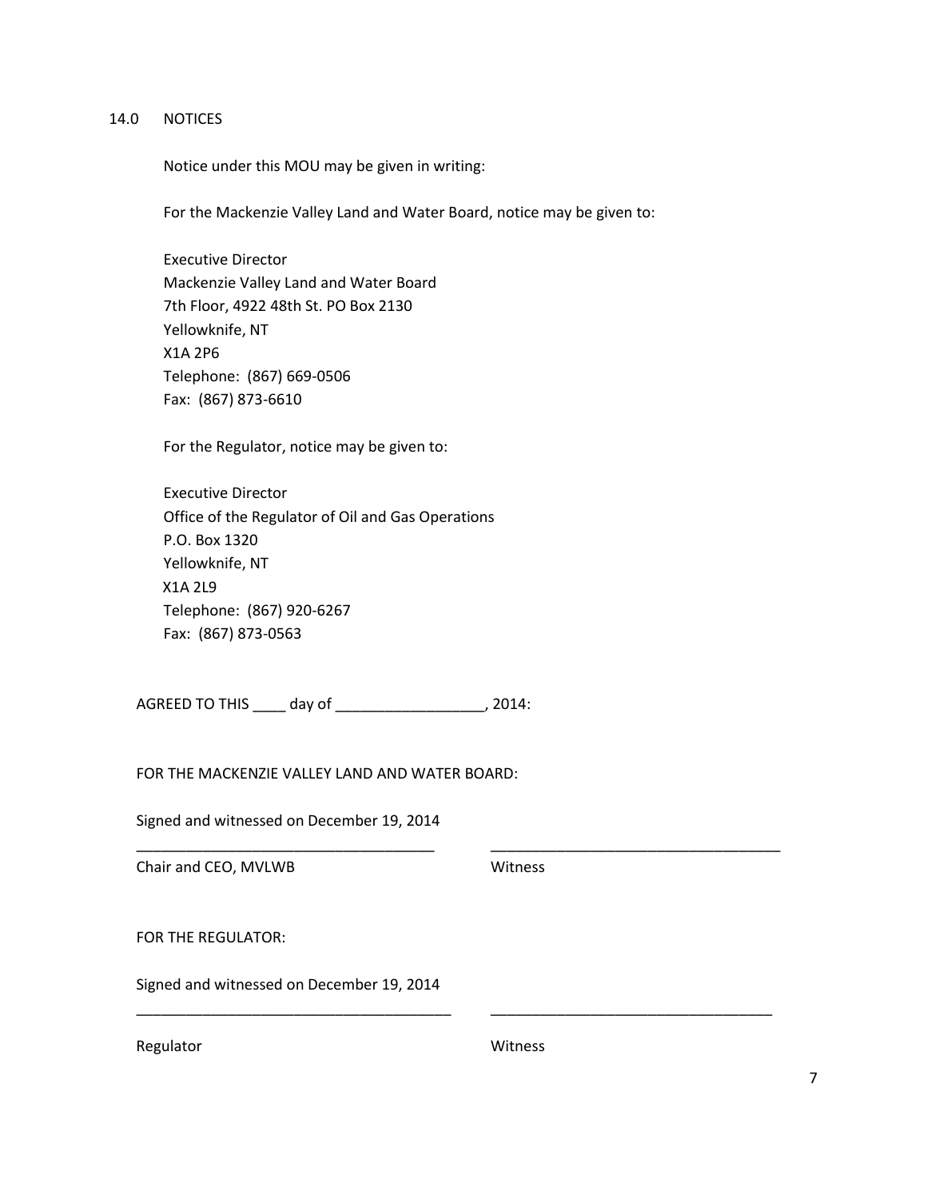## 14.0 NOTICES

Notice under this MOU may be given in writing:

For the Mackenzie Valley Land and Water Board, notice may be given to:

Executive Director  
Mackenzie Valley Land and Water Board  
7th Floor, 4922 48th St. PO Box 2130  
Yellowknife, NT  
X1A 2P6  
Telephone: (867) 669-0506  
Fax: (867) 873-6610

For the Regulator, notice may be given to:

Executive Director  
Office of the Regulator of Oil and Gas Operations  
P.O. Box 1320  
Yellowknife, NT  
X1A 2L9  
Telephone: (867) 920-6267  
Fax: (867) 873-0563

AGREED TO THIS ____ day of __________________, 2014:

FOR THE MACKENZIE VALLEY LAND AND WATER BOARD:

Signed and witnessed on December 19, 2014

| | |
|---|---|
| ____________________________________ | ____________________________________ |
| Chair and CEO, MVLWB | Witness |

FOR THE REGULATOR:

Signed and witnessed on December 19, 2014

| | |
|---|---|
| ____________________________________ | ____________________________________ |
| Regulator | Witness |